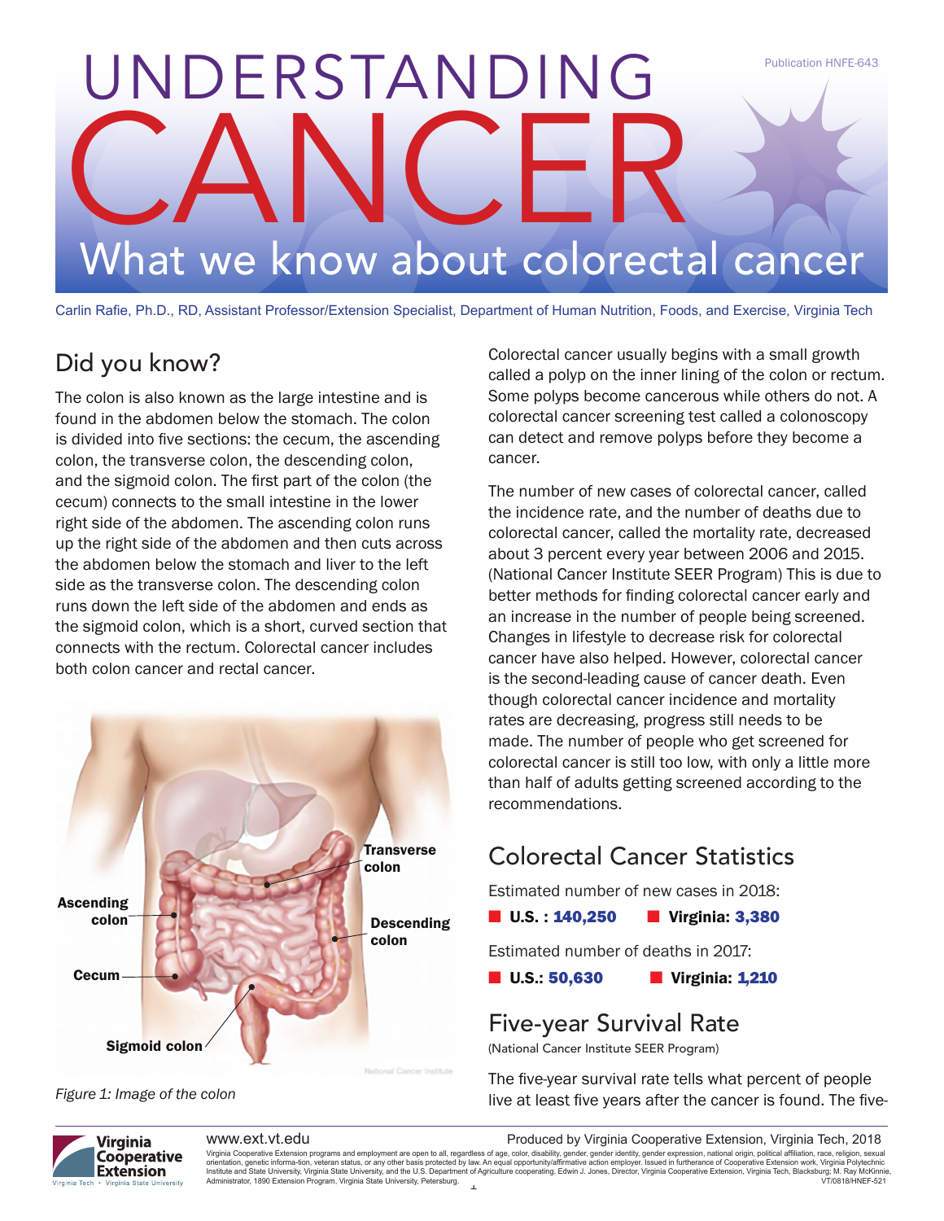Publication HNFE-643

# UNDERSTANDING CANCER

## What we know about colorectal cancer

Carlin Rafie, Ph.D., RD, Assistant Professor/Extension Specialist, Department of Human Nutrition, Foods, and Exercise, Virginia Tech

## Did you know?

The colon is also known as the large intestine and is found in the abdomen below the stomach. The colon is divided into five sections: the cecum, the ascending colon, the transverse colon, the descending colon, and the sigmoid colon. The first part of the colon (the cecum) connects to the small intestine in the lower right side of the abdomen. The ascending colon runs up the right side of the abdomen and then cuts across the abdomen below the stomach and liver to the left side as the transverse colon. The descending colon runs down the left side of the abdomen and ends as the sigmoid colon, which is a short, curved section that connects with the rectum. Colorectal cancer includes both colon cancer and rectal cancer.

*Figure 1: Image of the colon*

Colorectal cancer usually begins with a small growth called a polyp on the inner lining of the colon or rectum. Some polyps become cancerous while others do not. A colorectal cancer screening test called a colonoscopy can detect and remove polyps before they become a cancer.

The number of new cases of colorectal cancer, called the incidence rate, and the number of deaths due to colorectal cancer, called the mortality rate, decreased about 3 percent every year between 2006 and 2015. (National Cancer Institute SEER Program) This is due to better methods for finding colorectal cancer early and an increase in the number of people being screened. Changes in lifestyle to decrease risk for colorectal cancer have also helped. However, colorectal cancer is the second-leading cause of cancer death. Even though colorectal cancer incidence and mortality rates are decreasing, progress still needs to be made. The number of people who get screened for colorectal cancer is still too low, with only a little more than half of adults getting screened according to the recommendations.

## Colorectal Cancer Statistics

Estimated number of new cases in 2018:

- **U.S. : 140,250**
- **Virginia: 3,380**

Estimated number of deaths in 2017:

- **U.S.: 50,630**
- **Virginia: 1,210**

## Five-year Survival Rate

(National Cancer Institute SEER Program)

The five-year survival rate tells what percent of people live at least five years after the cancer is found. The five-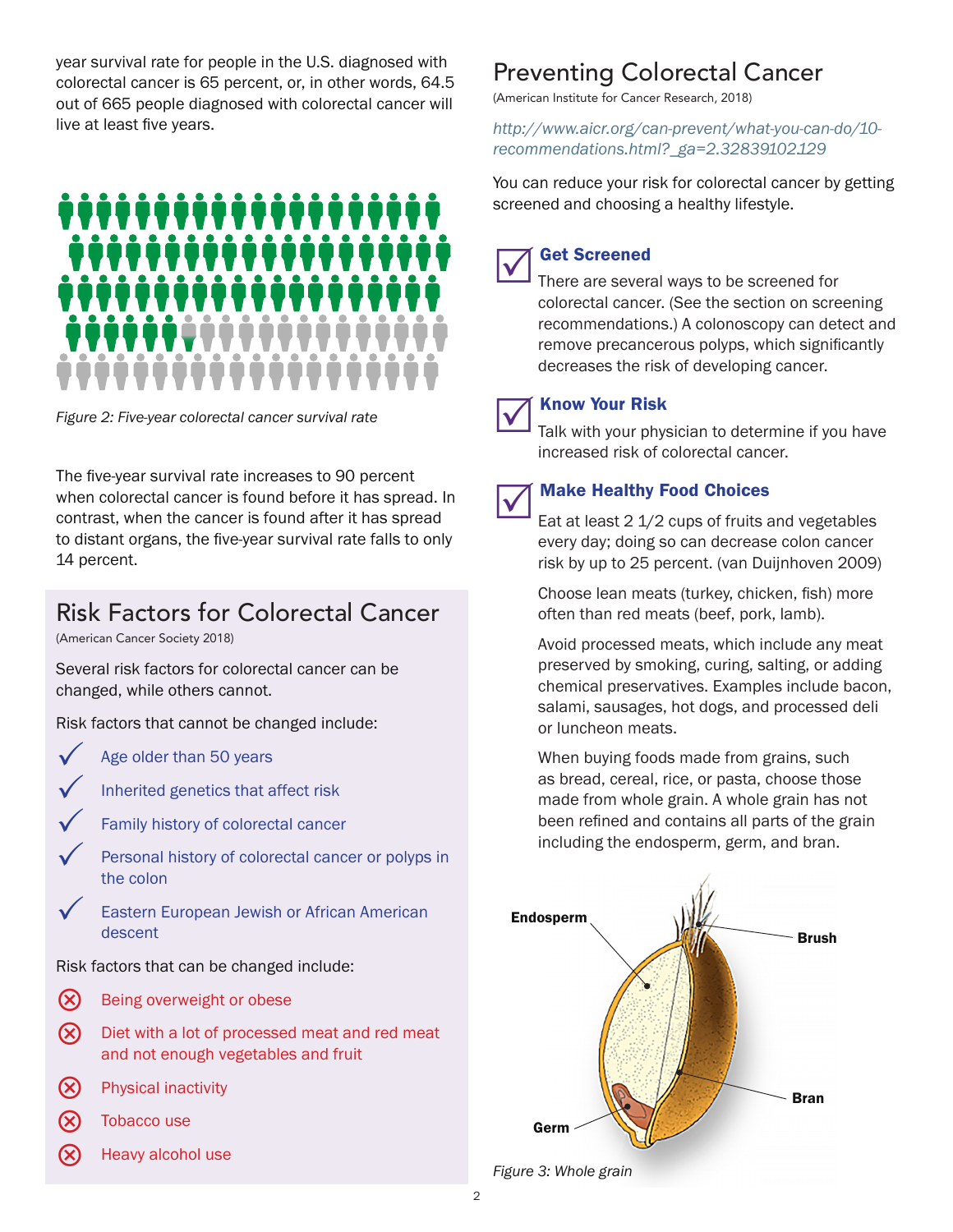year survival rate for people in the U.S. diagnosed with colorectal cancer is 65 percent, or, in other words, 64.5 out of 665 people diagnosed with colorectal cancer will live at least five years.

*Figure 2: Five-year colorectal cancer survival rate*

The five-year survival rate increases to 90 percent when colorectal cancer is found before it has spread. In contrast, when the cancer is found after it has spread to distant organs, the five-year survival rate falls to only 14 percent.

## Risk Factors for Colorectal Cancer

(American Cancer Society 2018)

Several risk factors for colorectal cancer can be changed, while others cannot.

Risk factors that cannot be changed include:

- ✓ Age older than 50 years
- ✓ Inherited genetics that affect risk
- ✓ Family history of colorectal cancer
- ✓ Personal history of colorectal cancer or polyps in the colon
- ✓ Eastern European Jewish or African American descent

Risk factors that can be changed include:

- ⊗ Being overweight or obese
- ⊗ Diet with a lot of processed meat and red meat and not enough vegetables and fruit
- ⊗ Physical inactivity
- ⊗ Tobacco use
- ⊗ Heavy alcohol use

## Preventing Colorectal Cancer

(American Institute for Cancer Research, 2018)

*http://www.aicr.org/can-prevent/what-you-can-do/10-recommendations.html?_ga=2.32839102.129*

You can reduce your risk for colorectal cancer by getting screened and choosing a healthy lifestyle.

### Get Screened

There are several ways to be screened for colorectal cancer. (See the section on screening recommendations.) A colonoscopy can detect and remove precancerous polyps, which significantly decreases the risk of developing cancer.

### Know Your Risk

Talk with your physician to determine if you have increased risk of colorectal cancer.

### Make Healthy Food Choices

Eat at least 2 1/2 cups of fruits and vegetables every day; doing so can decrease colon cancer risk by up to 25 percent. (van Duijnhoven 2009)

Choose lean meats (turkey, chicken, fish) more often than red meats (beef, pork, lamb).

Avoid processed meats, which include any meat preserved by smoking, curing, salting, or adding chemical preservatives. Examples include bacon, salami, sausages, hot dogs, and processed deli or luncheon meats.

When buying foods made from grains, such as bread, cereal, rice, or pasta, choose those made from whole grain. A whole grain has not been refined and contains all parts of the grain including the endosperm, germ, and bran.

Endosperm, Brush, Bran, Germ

*Figure 3: Whole grain*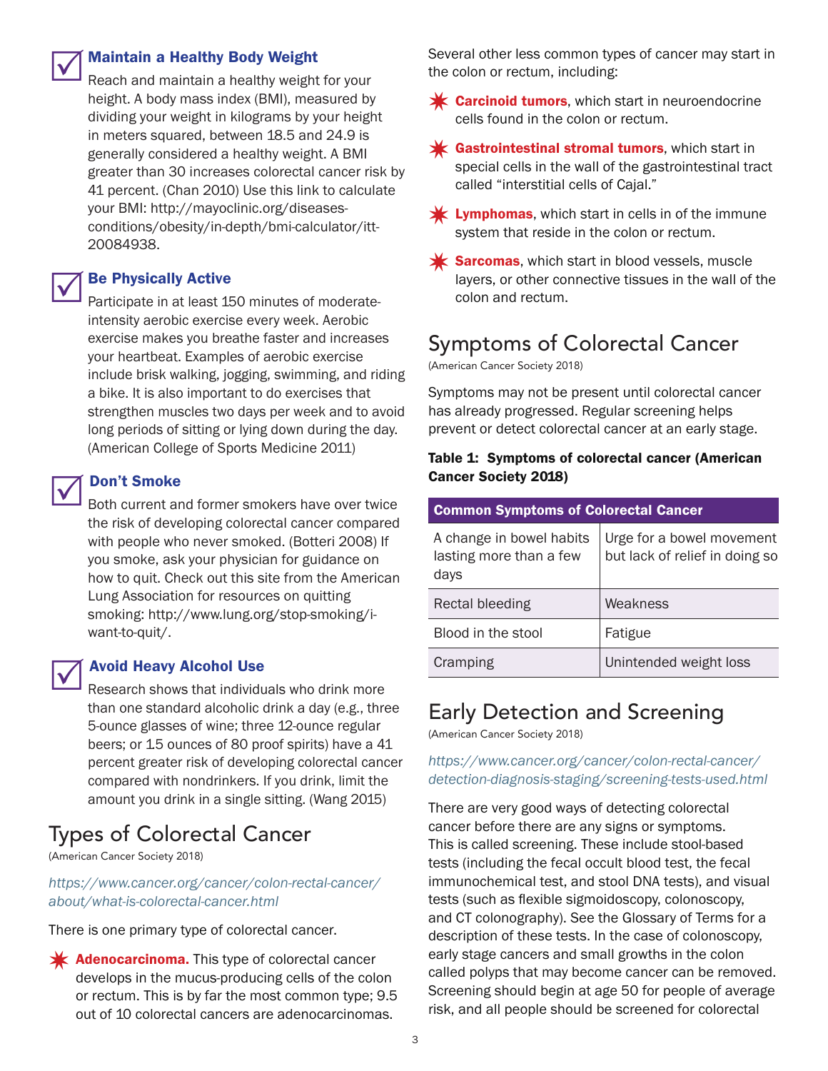### Maintain a Healthy Body Weight

Reach and maintain a healthy weight for your height. A body mass index (BMI), measured by dividing your weight in kilograms by your height in meters squared, between 18.5 and 24.9 is generally considered a healthy weight. A BMI greater than 30 increases colorectal cancer risk by 41 percent. (Chan 2010) Use this link to calculate your BMI: http://mayoclinic.org/diseases-conditions/obesity/in-depth/bmi-calculator/itt-20084938.

### Be Physically Active

Participate in at least 150 minutes of moderate-intensity aerobic exercise every week. Aerobic exercise makes you breathe faster and increases your heartbeat. Examples of aerobic exercise include brisk walking, jogging, swimming, and riding a bike. It is also important to do exercises that strengthen muscles two days per week and to avoid long periods of sitting or lying down during the day. (American College of Sports Medicine 2011)

### Don't Smoke

Both current and former smokers have over twice the risk of developing colorectal cancer compared with people who never smoked. (Botteri 2008) If you smoke, ask your physician for guidance on how to quit. Check out this site from the American Lung Association for resources on quitting smoking: http://www.lung.org/stop-smoking/i-want-to-quit/.

### Avoid Heavy Alcohol Use

Research shows that individuals who drink more than one standard alcoholic drink a day (e.g., three 5-ounce glasses of wine; three 12-ounce regular beers; or 1.5 ounces of 80 proof spirits) have a 41 percent greater risk of developing colorectal cancer compared with nondrinkers. If you drink, limit the amount you drink in a single sitting. (Wang 2015)

## Types of Colorectal Cancer

(American Cancer Society 2018)

*https://www.cancer.org/cancer/colon-rectal-cancer/about/what-is-colorectal-cancer.html*

There is one primary type of colorectal cancer.

- **Adenocarcinoma.** This type of colorectal cancer develops in the mucus-producing cells of the colon or rectum. This is by far the most common type; 9.5 out of 10 colorectal cancers are adenocarcinomas.

Several other less common types of cancer may start in the colon or rectum, including:

- **Carcinoid tumors**, which start in neuroendocrine cells found in the colon or rectum.
- **Gastrointestinal stromal tumors**, which start in special cells in the wall of the gastrointestinal tract called "interstitial cells of Cajal."
- **Lymphomas**, which start in cells in of the immune system that reside in the colon or rectum.
- **Sarcomas**, which start in blood vessels, muscle layers, or other connective tissues in the wall of the colon and rectum.

## Symptoms of Colorectal Cancer

(American Cancer Society 2018)

Symptoms may not be present until colorectal cancer has already progressed. Regular screening helps prevent or detect colorectal cancer at an early stage.

**Table 1: Symptoms of colorectal cancer (American Cancer Society 2018)**

| Common Symptoms of Colorectal Cancer | |
|---|---|
| A change in bowel habits lasting more than a few days | Urge for a bowel movement but lack of relief in doing so |
| Rectal bleeding | Weakness |
| Blood in the stool | Fatigue |
| Cramping | Unintended weight loss |

## Early Detection and Screening

(American Cancer Society 2018)

*https://www.cancer.org/cancer/colon-rectal-cancer/detection-diagnosis-staging/screening-tests-used.html*

There are very good ways of detecting colorectal cancer before there are any signs or symptoms. This is called screening. These include stool-based tests (including the fecal occult blood test, the fecal immunochemical test, and stool DNA tests), and visual tests (such as flexible sigmoidoscopy, colonoscopy, and CT colonography). See the Glossary of Terms for a description of these tests. In the case of colonoscopy, early stage cancers and small growths in the colon called polyps that may become cancer can be removed. Screening should begin at age 50 for people of average risk, and all people should be screened for colorectal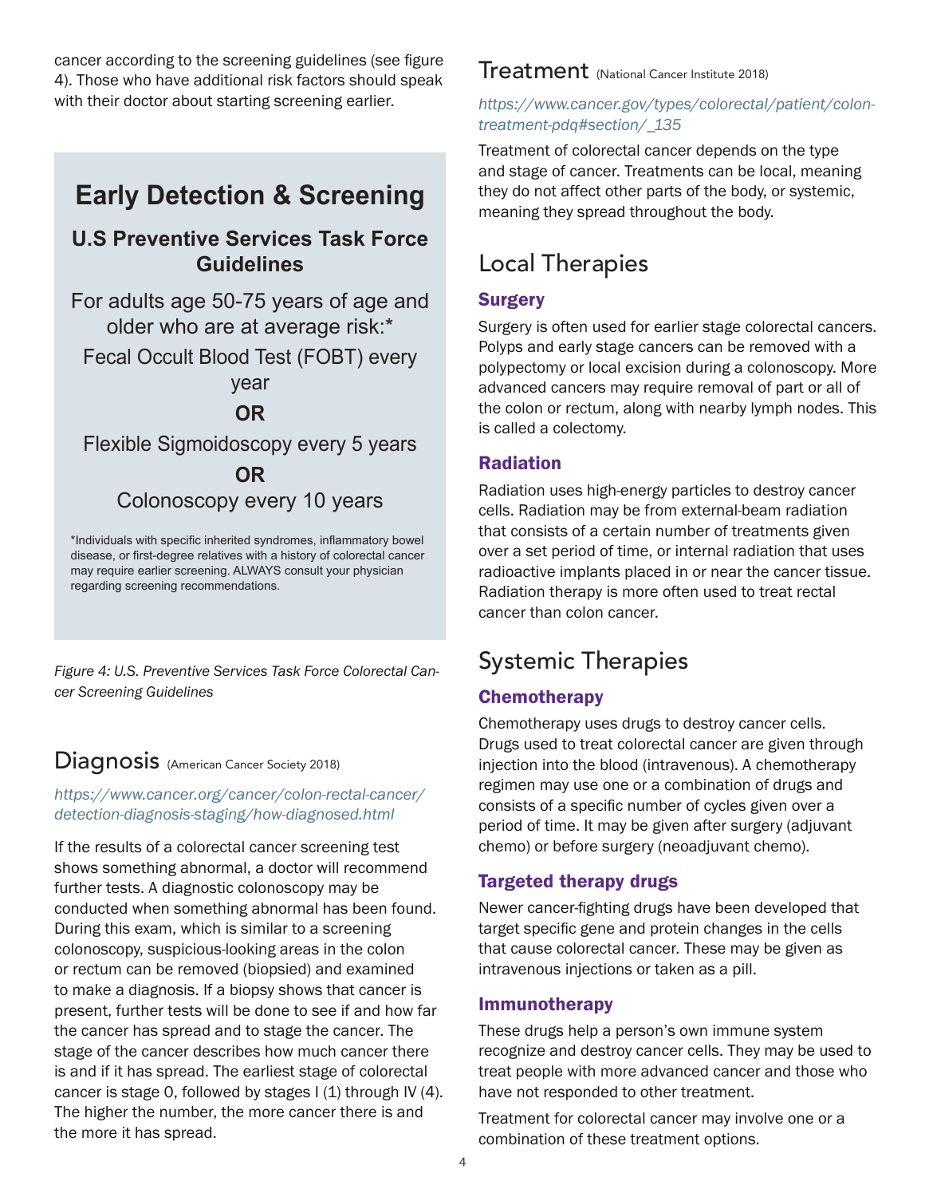cancer according to the screening guidelines (see figure 4). Those who have additional risk factors should speak with their doctor about starting screening earlier.

## Early Detection & Screening

### U.S Preventive Services Task Force Guidelines

For adults age 50-75 years of age and older who are at average risk:*

Fecal Occult Blood Test (FOBT) every year

**OR**

Flexible Sigmoidoscopy every 5 years

**OR**

Colonoscopy every 10 years

*Individuals with specific inherited syndromes, inflammatory bowel disease, or first-degree relatives with a history of colorectal cancer may require earlier screening. ALWAYS consult your physician regarding screening recommendations.

*Figure 4: U.S. Preventive Services Task Force Colorectal Cancer Screening Guidelines*

## Diagnosis (American Cancer Society 2018)

*https://www.cancer.org/cancer/colon-rectal-cancer/detection-diagnosis-staging/how-diagnosed.html*

If the results of a colorectal cancer screening test shows something abnormal, a doctor will recommend further tests. A diagnostic colonoscopy may be conducted when something abnormal has been found. During this exam, which is similar to a screening colonoscopy, suspicious-looking areas in the colon or rectum can be removed (biopsied) and examined to make a diagnosis. If a biopsy shows that cancer is present, further tests will be done to see if and how far the cancer has spread and to stage the cancer. The stage of the cancer describes how much cancer there is and if it has spread. The earliest stage of colorectal cancer is stage 0, followed by stages I (1) through IV (4). The higher the number, the more cancer there is and the more it has spread.

## Treatment (National Cancer Institute 2018)

*https://www.cancer.gov/types/colorectal/patient/colon-treatment-pdq#section/_135*

Treatment of colorectal cancer depends on the type and stage of cancer. Treatments can be local, meaning they do not affect other parts of the body, or systemic, meaning they spread throughout the body.

## Local Therapies

### Surgery

Surgery is often used for earlier stage colorectal cancers. Polyps and early stage cancers can be removed with a polypectomy or local excision during a colonoscopy. More advanced cancers may require removal of part or all of the colon or rectum, along with nearby lymph nodes. This is called a colectomy.

### Radiation

Radiation uses high-energy particles to destroy cancer cells. Radiation may be from external-beam radiation that consists of a certain number of treatments given over a set period of time, or internal radiation that uses radioactive implants placed in or near the cancer tissue. Radiation therapy is more often used to treat rectal cancer than colon cancer.

## Systemic Therapies

### Chemotherapy

Chemotherapy uses drugs to destroy cancer cells. Drugs used to treat colorectal cancer are given through injection into the blood (intravenous). A chemotherapy regimen may use one or a combination of drugs and consists of a specific number of cycles given over a period of time. It may be given after surgery (adjuvant chemo) or before surgery (neoadjuvant chemo).

### Targeted therapy drugs

Newer cancer-fighting drugs have been developed that target specific gene and protein changes in the cells that cause colorectal cancer. These may be given as intravenous injections or taken as a pill.

### Immunotherapy

These drugs help a person's own immune system recognize and destroy cancer cells. They may be used to treat people with more advanced cancer and those who have not responded to other treatment.

Treatment for colorectal cancer may involve one or a combination of these treatment options.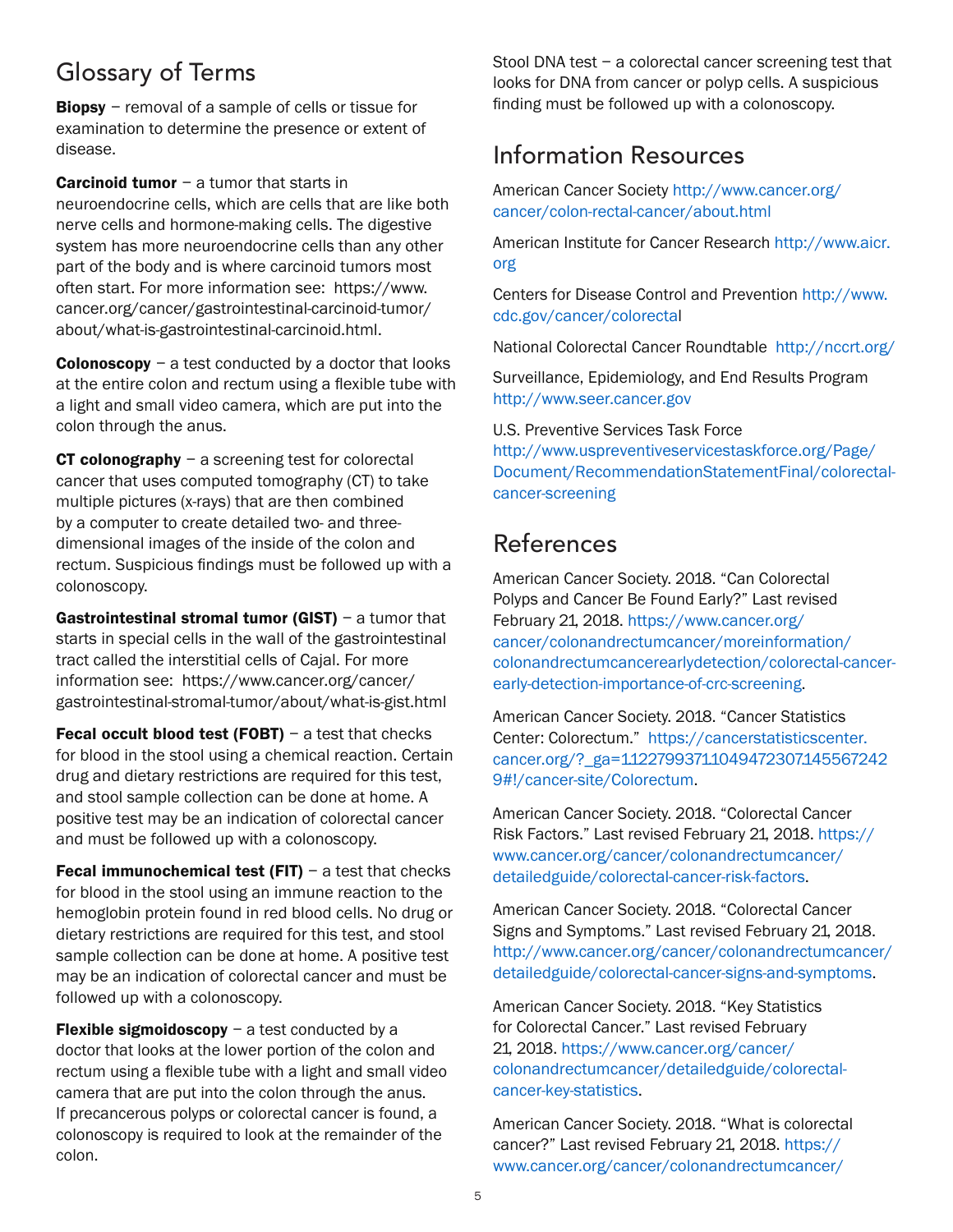## Glossary of Terms

**Biopsy** – removal of a sample of cells or tissue for examination to determine the presence or extent of disease.

**Carcinoid tumor** – a tumor that starts in neuroendocrine cells, which are cells that are like both nerve cells and hormone-making cells. The digestive system has more neuroendocrine cells than any other part of the body and is where carcinoid tumors most often start. For more information see: https://www.cancer.org/cancer/gastrointestinal-carcinoid-tumor/about/what-is-gastrointestinal-carcinoid.html.

**Colonoscopy** – a test conducted by a doctor that looks at the entire colon and rectum using a flexible tube with a light and small video camera, which are put into the colon through the anus.

**CT colonography** – a screening test for colorectal cancer that uses computed tomography (CT) to take multiple pictures (x-rays) that are then combined by a computer to create detailed two- and three-dimensional images of the inside of the colon and rectum. Suspicious findings must be followed up with a colonoscopy.

**Gastrointestinal stromal tumor (GIST)** – a tumor that starts in special cells in the wall of the gastrointestinal tract called the interstitial cells of Cajal. For more information see: https://www.cancer.org/cancer/gastrointestinal-stromal-tumor/about/what-is-gist.html

**Fecal occult blood test (FOBT)** – a test that checks for blood in the stool using a chemical reaction. Certain drug and dietary restrictions are required for this test, and stool sample collection can be done at home. A positive test may be an indication of colorectal cancer and must be followed up with a colonoscopy.

**Fecal immunochemical test (FIT)** – a test that checks for blood in the stool using an immune reaction to the hemoglobin protein found in red blood cells. No drug or dietary restrictions are required for this test, and stool sample collection can be done at home. A positive test may be an indication of colorectal cancer and must be followed up with a colonoscopy.

**Flexible sigmoidoscopy** – a test conducted by a doctor that looks at the lower portion of the colon and rectum using a flexible tube with a light and small video camera that are put into the colon through the anus. If precancerous polyps or colorectal cancer is found, a colonoscopy is required to look at the remainder of the colon.

Stool DNA test – a colorectal cancer screening test that looks for DNA from cancer or polyp cells. A suspicious finding must be followed up with a colonoscopy.

## Information Resources

American Cancer Society http://www.cancer.org/cancer/colon-rectal-cancer/about.html

American Institute for Cancer Research http://www.aicr.org

Centers for Disease Control and Prevention http://www.cdc.gov/cancer/colorectal

National Colorectal Cancer Roundtable http://nccrt.org/

Surveillance, Epidemiology, and End Results Program http://www.seer.cancer.gov

U.S. Preventive Services Task Force http://www.uspreventiveservicestaskforce.org/Page/Document/RecommendationStatementFinal/colorectal-cancer-screening

## References

American Cancer Society. 2018. "Can Colorectal Polyps and Cancer Be Found Early?" Last revised February 21, 2018. https://www.cancer.org/cancer/colonandrectumcancer/moreinformation/colonandrectumcancerearlydetection/colorectal-cancer-early-detection-importance-of-crc-screening.

American Cancer Society. 2018. "Cancer Statistics Center: Colorectum." https://cancerstatisticscenter.cancer.org/?_ga=1.122799371.1049472307.1455672429#!/cancer-site/Colorectum.

American Cancer Society. 2018. "Colorectal Cancer Risk Factors." Last revised February 21, 2018. https://www.cancer.org/cancer/colonandrectumcancer/detailedguide/colorectal-cancer-risk-factors.

American Cancer Society. 2018. "Colorectal Cancer Signs and Symptoms." Last revised February 21, 2018. http://www.cancer.org/cancer/colonandrectumcancer/detailedguide/colorectal-cancer-signs-and-symptoms.

American Cancer Society. 2018. "Key Statistics for Colorectal Cancer." Last revised February 21, 2018. https://www.cancer.org/cancer/colonandrectumcancer/detailedguide/colorectal-cancer-key-statistics.

American Cancer Society. 2018. "What is colorectal cancer?" Last revised February 21, 2018. https://www.cancer.org/cancer/colonandrectumcancer/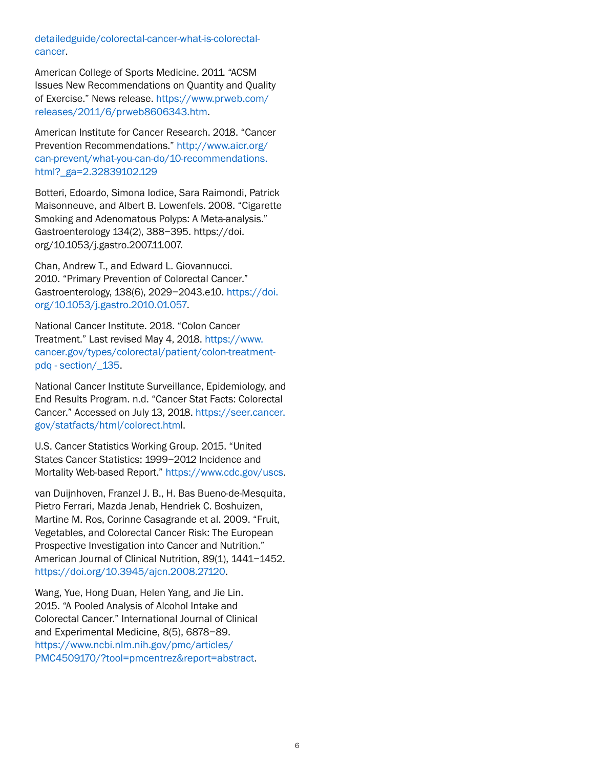detailedguide/colorectal-cancer-what-is-colorectal-cancer.

American College of Sports Medicine. 2011. "ACSM Issues New Recommendations on Quantity and Quality of Exercise." News release. https://www.prweb.com/releases/2011/6/prweb8606343.htm.

American Institute for Cancer Research. 2018. "Cancer Prevention Recommendations." http://www.aicr.org/can-prevent/what-you-can-do/10-recommendations.html?_ga=2.32839102.129

Botteri, Edoardo, Simona Iodice, Sara Raimondi, Patrick Maisonneuve, and Albert B. Lowenfels. 2008. "Cigarette Smoking and Adenomatous Polyps: A Meta-analysis." Gastroenterology 134(2), 388–395. https://doi.org/10.1053/j.gastro.2007.11.007.

Chan, Andrew T., and Edward L. Giovannucci. 2010. "Primary Prevention of Colorectal Cancer." Gastroenterology, 138(6), 2029–2043.e10. https://doi.org/10.1053/j.gastro.2010.01.057.

National Cancer Institute. 2018. "Colon Cancer Treatment." Last revised May 4, 2018. https://www.cancer.gov/types/colorectal/patient/colon-treatment-pdq - section/_135.

National Cancer Institute Surveillance, Epidemiology, and End Results Program. n.d. "Cancer Stat Facts: Colorectal Cancer." Accessed on July 13, 2018. https://seer.cancer.gov/statfacts/html/colorect.html.

U.S. Cancer Statistics Working Group. 2015. "United States Cancer Statistics: 1999–2012 Incidence and Mortality Web-based Report." https://www.cdc.gov/uscs.

van Duijnhoven, Franzel J. B., H. Bas Bueno-de-Mesquita, Pietro Ferrari, Mazda Jenab, Hendriek C. Boshuizen, Martine M. Ros, Corinne Casagrande et al. 2009. "Fruit, Vegetables, and Colorectal Cancer Risk: The European Prospective Investigation into Cancer and Nutrition." American Journal of Clinical Nutrition, 89(1), 1441–1452. https://doi.org/10.3945/ajcn.2008.27120.

Wang, Yue, Hong Duan, Helen Yang, and Jie Lin. 2015. "A Pooled Analysis of Alcohol Intake and Colorectal Cancer." International Journal of Clinical and Experimental Medicine, 8(5), 6878–89. https://www.ncbi.nlm.nih.gov/pmc/articles/PMC4509170/?tool=pmcentrez&report=abstract.